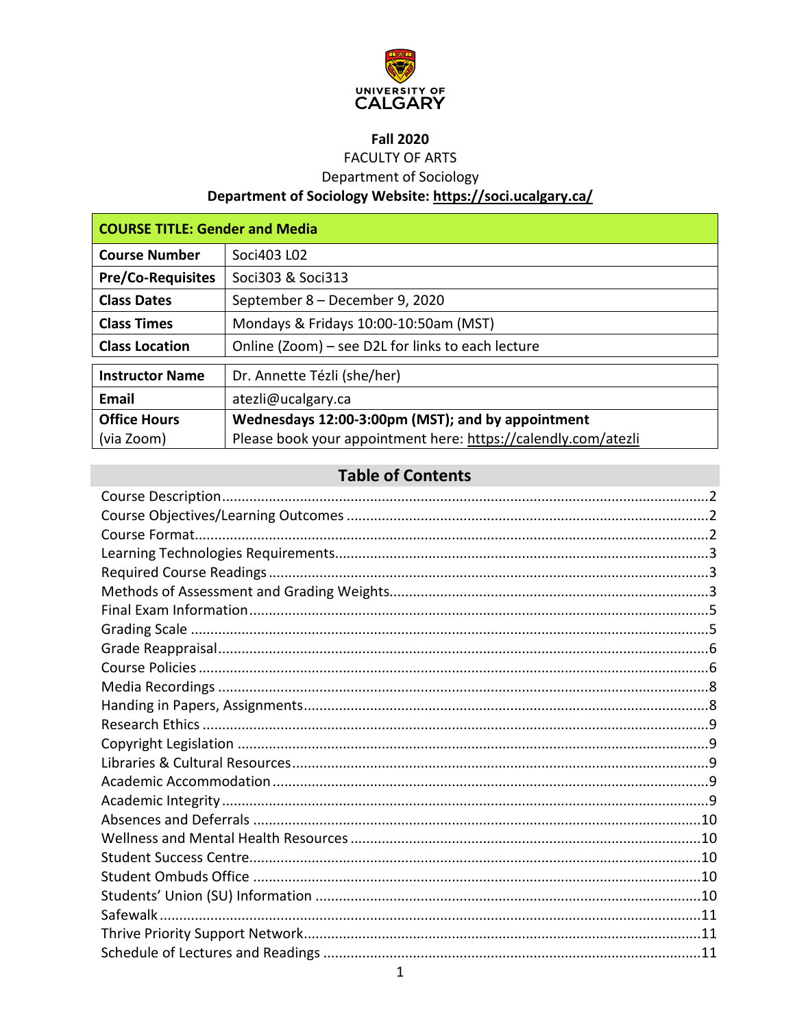**UNIVERSITY OF CALGARY**

**Fall 2020**

FACULTY OF ARTS

Department of Sociology

**Department of Sociology Website: https://soci.ucalgary.ca/**

| **COURSE TITLE: Gender and Media** | |
|---|---|
| **Course Number** | Soci403 L02 |
| **Pre/Co-Requisites** | Soci303 & Soci313 |
| **Class Dates** | September 8 – December 9, 2020 |
| **Class Times** | Mondays & Fridays 10:00-10:50am (MST) |
| **Class Location** | Online (Zoom) – see D2L for links to each lecture |

| | |
|---|---|
| **Instructor Name** | Dr. Annette Tézli (she/her) |
| **Email** | atezli@ucalgary.ca |
| **Office Hours** (via Zoom) | **Wednesdays 12:00-3:00pm (MST); and by appointment** Please book your appointment here: https://calendly.com/atezli |

## Table of Contents

- Course Description .......... 2
- Course Objectives/Learning Outcomes .......... 2
- Course Format .......... 2
- Learning Technologies Requirements .......... 3
- Required Course Readings .......... 3
- Methods of Assessment and Grading Weights .......... 3
- Final Exam Information .......... 5
- Grading Scale .......... 5
- Grade Reappraisal .......... 6
- Course Policies .......... 6
- Media Recordings .......... 8
- Handing in Papers, Assignments .......... 8
- Research Ethics .......... 9
- Copyright Legislation .......... 9
- Libraries & Cultural Resources .......... 9
- Academic Accommodation .......... 9
- Academic Integrity .......... 9
- Absences and Deferrals .......... 10
- Wellness and Mental Health Resources .......... 10
- Student Success Centre .......... 10
- Student Ombuds Office .......... 10
- Students' Union (SU) Information .......... 10
- Safewalk .......... 11
- Thrive Priority Support Network .......... 11
- Schedule of Lectures and Readings .......... 11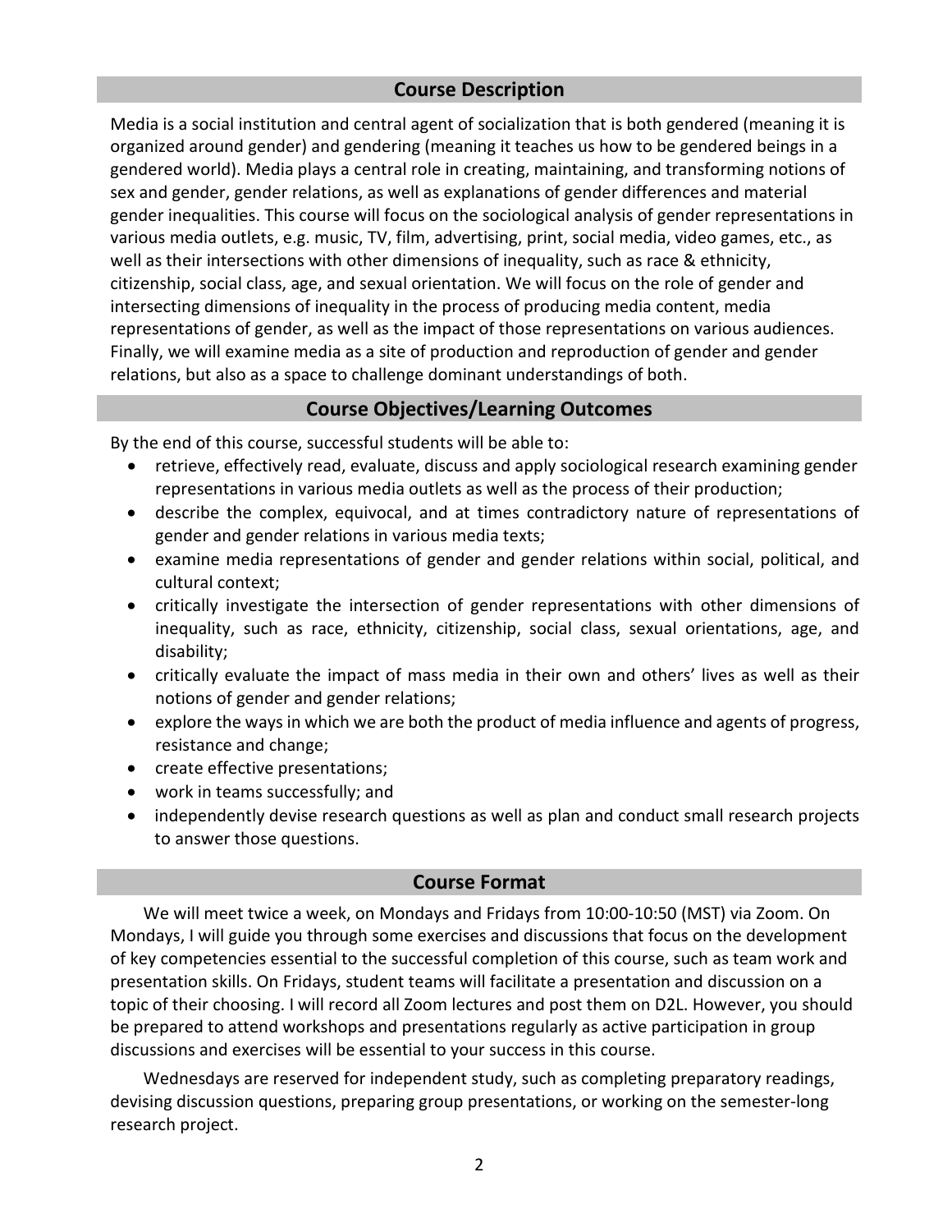## Course Description

Media is a social institution and central agent of socialization that is both gendered (meaning it is organized around gender) and gendering (meaning it teaches us how to be gendered beings in a gendered world). Media plays a central role in creating, maintaining, and transforming notions of sex and gender, gender relations, as well as explanations of gender differences and material gender inequalities. This course will focus on the sociological analysis of gender representations in various media outlets, e.g. music, TV, film, advertising, print, social media, video games, etc., as well as their intersections with other dimensions of inequality, such as race & ethnicity, citizenship, social class, age, and sexual orientation. We will focus on the role of gender and intersecting dimensions of inequality in the process of producing media content, media representations of gender, as well as the impact of those representations on various audiences. Finally, we will examine media as a site of production and reproduction of gender and gender relations, but also as a space to challenge dominant understandings of both.

## Course Objectives/Learning Outcomes

By the end of this course, successful students will be able to:

- retrieve, effectively read, evaluate, discuss and apply sociological research examining gender representations in various media outlets as well as the process of their production;
- describe the complex, equivocal, and at times contradictory nature of representations of gender and gender relations in various media texts;
- examine media representations of gender and gender relations within social, political, and cultural context;
- critically investigate the intersection of gender representations with other dimensions of inequality, such as race, ethnicity, citizenship, social class, sexual orientations, age, and disability;
- critically evaluate the impact of mass media in their own and others' lives as well as their notions of gender and gender relations;
- explore the ways in which we are both the product of media influence and agents of progress, resistance and change;
- create effective presentations;
- work in teams successfully; and
- independently devise research questions as well as plan and conduct small research projects to answer those questions.

## Course Format

We will meet twice a week, on Mondays and Fridays from 10:00-10:50 (MST) via Zoom. On Mondays, I will guide you through some exercises and discussions that focus on the development of key competencies essential to the successful completion of this course, such as team work and presentation skills. On Fridays, student teams will facilitate a presentation and discussion on a topic of their choosing. I will record all Zoom lectures and post them on D2L. However, you should be prepared to attend workshops and presentations regularly as active participation in group discussions and exercises will be essential to your success in this course.

Wednesdays are reserved for independent study, such as completing preparatory readings, devising discussion questions, preparing group presentations, or working on the semester-long research project.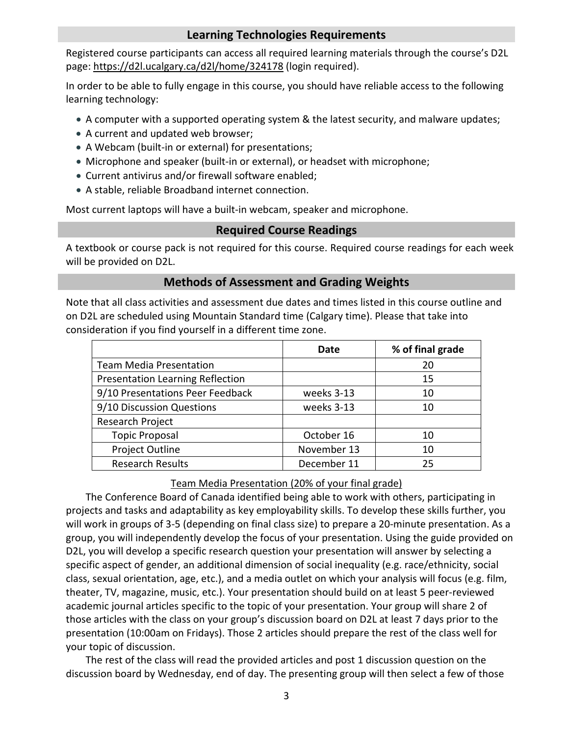## Learning Technologies Requirements

Registered course participants can access all required learning materials through the course's D2L page: https://d2l.ucalgary.ca/d2l/home/324178 (login required).

In order to be able to fully engage in this course, you should have reliable access to the following learning technology:

- A computer with a supported operating system & the latest security, and malware updates;
- A current and updated web browser;
- A Webcam (built-in or external) for presentations;
- Microphone and speaker (built-in or external), or headset with microphone;
- Current antivirus and/or firewall software enabled;
- A stable, reliable Broadband internet connection.

Most current laptops will have a built-in webcam, speaker and microphone.

## Required Course Readings

A textbook or course pack is not required for this course. Required course readings for each week will be provided on D2L.

## Methods of Assessment and Grading Weights

Note that all class activities and assessment due dates and times listed in this course outline and on D2L are scheduled using Mountain Standard time (Calgary time). Please that take into consideration if you find yourself in a different time zone.

| | Date | % of final grade |
|---|---|---|
| Team Media Presentation | | 20 |
| Presentation Learning Reflection | | 15 |
| 9/10 Presentations Peer Feedback | weeks 3-13 | 10 |
| 9/10 Discussion Questions | weeks 3-13 | 10 |
| Research Project | | |
| Topic Proposal | October 16 | 10 |
| Project Outline | November 13 | 10 |
| Research Results | December 11 | 25 |

<u>Team Media Presentation (20% of your final grade)</u>

The Conference Board of Canada identified being able to work with others, participating in projects and tasks and adaptability as key employability skills. To develop these skills further, you will work in groups of 3-5 (depending on final class size) to prepare a 20-minute presentation. As a group, you will independently develop the focus of your presentation. Using the guide provided on D2L, you will develop a specific research question your presentation will answer by selecting a specific aspect of gender, an additional dimension of social inequality (e.g. race/ethnicity, social class, sexual orientation, age, etc.), and a media outlet on which your analysis will focus (e.g. film, theater, TV, magazine, music, etc.). Your presentation should build on at least 5 peer-reviewed academic journal articles specific to the topic of your presentation. Your group will share 2 of those articles with the class on your group's discussion board on D2L at least 7 days prior to the presentation (10:00am on Fridays). Those 2 articles should prepare the rest of the class well for your topic of discussion.

The rest of the class will read the provided articles and post 1 discussion question on the discussion board by Wednesday, end of day. The presenting group will then select a few of those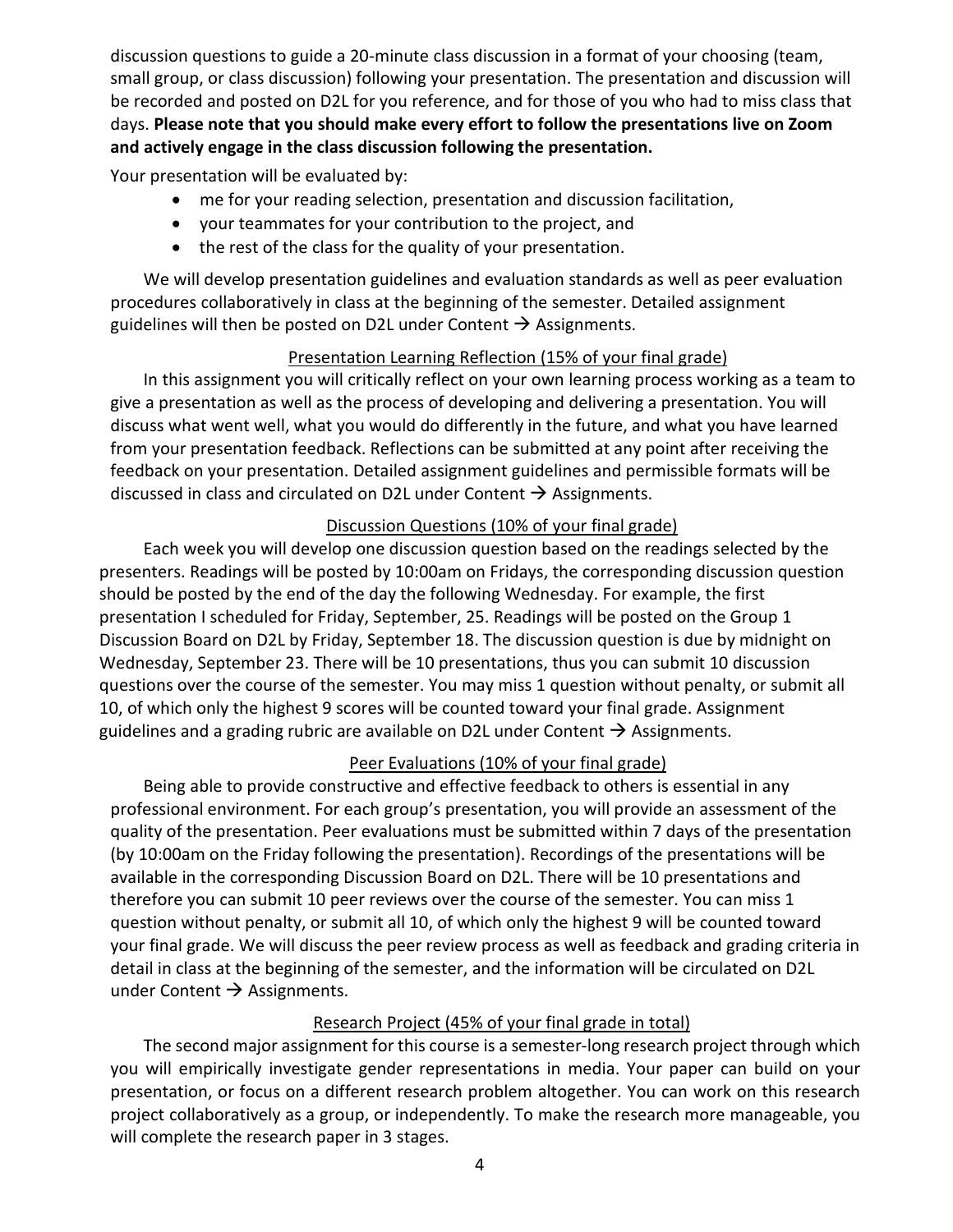discussion questions to guide a 20-minute class discussion in a format of your choosing (team, small group, or class discussion) following your presentation. The presentation and discussion will be recorded and posted on D2L for you reference, and for those of you who had to miss class that days. **Please note that you should make every effort to follow the presentations live on Zoom and actively engage in the class discussion following the presentation.**

Your presentation will be evaluated by:

- me for your reading selection, presentation and discussion facilitation,
- your teammates for your contribution to the project, and
- the rest of the class for the quality of your presentation.

We will develop presentation guidelines and evaluation standards as well as peer evaluation procedures collaboratively in class at the beginning of the semester. Detailed assignment guidelines will then be posted on D2L under Content → Assignments.

<u>Presentation Learning Reflection (15% of your final grade)</u>

In this assignment you will critically reflect on your own learning process working as a team to give a presentation as well as the process of developing and delivering a presentation. You will discuss what went well, what you would do differently in the future, and what you have learned from your presentation feedback. Reflections can be submitted at any point after receiving the feedback on your presentation. Detailed assignment guidelines and permissible formats will be discussed in class and circulated on D2L under Content → Assignments.

<u>Discussion Questions (10% of your final grade)</u>

Each week you will develop one discussion question based on the readings selected by the presenters. Readings will be posted by 10:00am on Fridays, the corresponding discussion question should be posted by the end of the day the following Wednesday. For example, the first presentation I scheduled for Friday, September, 25. Readings will be posted on the Group 1 Discussion Board on D2L by Friday, September 18. The discussion question is due by midnight on Wednesday, September 23. There will be 10 presentations, thus you can submit 10 discussion questions over the course of the semester. You may miss 1 question without penalty, or submit all 10, of which only the highest 9 scores will be counted toward your final grade. Assignment guidelines and a grading rubric are available on D2L under Content → Assignments.

<u>Peer Evaluations (10% of your final grade)</u>

Being able to provide constructive and effective feedback to others is essential in any professional environment. For each group's presentation, you will provide an assessment of the quality of the presentation. Peer evaluations must be submitted within 7 days of the presentation (by 10:00am on the Friday following the presentation). Recordings of the presentations will be available in the corresponding Discussion Board on D2L. There will be 10 presentations and therefore you can submit 10 peer reviews over the course of the semester. You can miss 1 question without penalty, or submit all 10, of which only the highest 9 will be counted toward your final grade. We will discuss the peer review process as well as feedback and grading criteria in detail in class at the beginning of the semester, and the information will be circulated on D2L under Content → Assignments.

<u>Research Project (45% of your final grade in total)</u>

The second major assignment for this course is a semester-long research project through which you will empirically investigate gender representations in media. Your paper can build on your presentation, or focus on a different research problem altogether. You can work on this research project collaboratively as a group, or independently. To make the research more manageable, you will complete the research paper in 3 stages.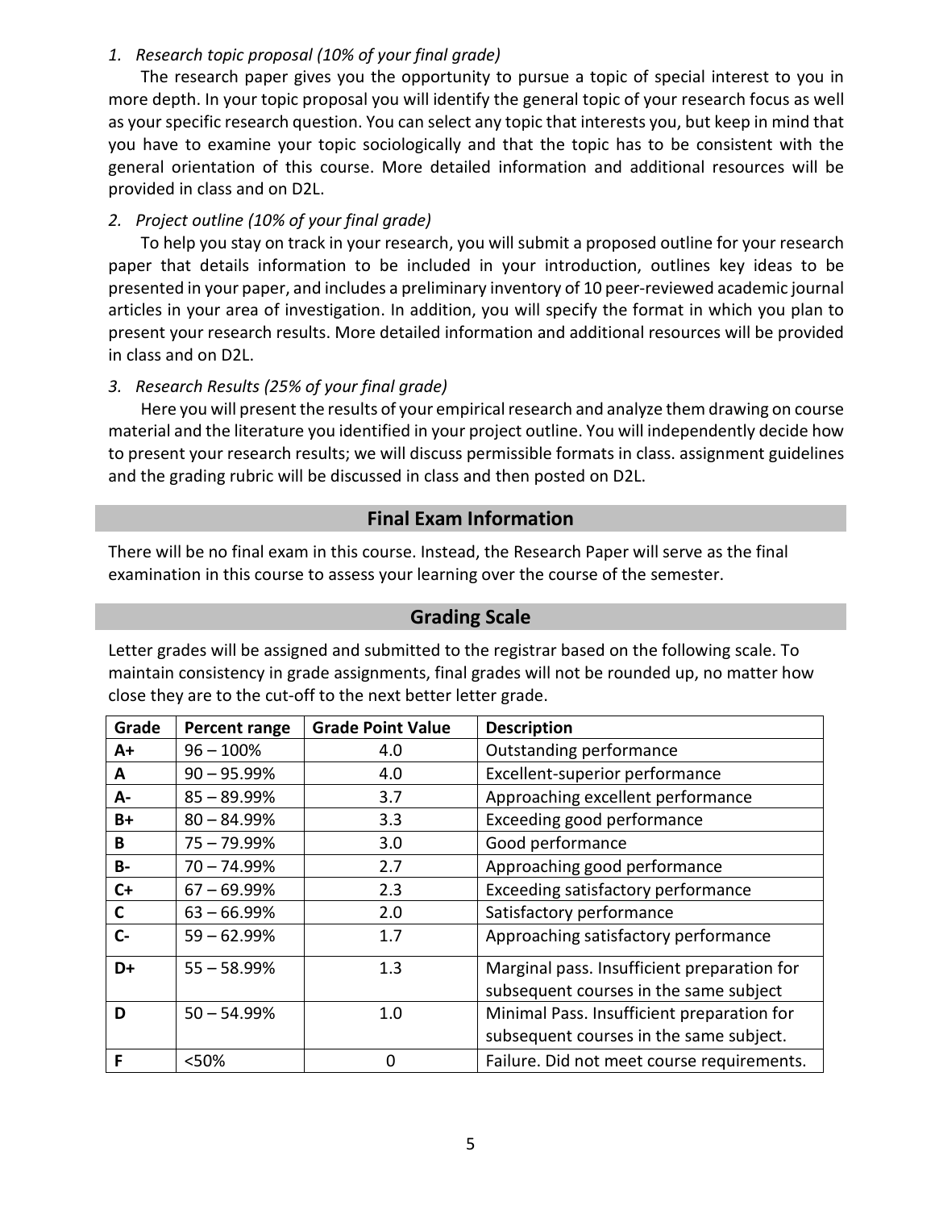*1. Research topic proposal (10% of your final grade)*

The research paper gives you the opportunity to pursue a topic of special interest to you in more depth. In your topic proposal you will identify the general topic of your research focus as well as your specific research question. You can select any topic that interests you, but keep in mind that you have to examine your topic sociologically and that the topic has to be consistent with the general orientation of this course. More detailed information and additional resources will be provided in class and on D2L.

*2. Project outline (10% of your final grade)*

To help you stay on track in your research, you will submit a proposed outline for your research paper that details information to be included in your introduction, outlines key ideas to be presented in your paper, and includes a preliminary inventory of 10 peer-reviewed academic journal articles in your area of investigation. In addition, you will specify the format in which you plan to present your research results. More detailed information and additional resources will be provided in class and on D2L.

*3. Research Results (25% of your final grade)*

Here you will present the results of your empirical research and analyze them drawing on course material and the literature you identified in your project outline. You will independently decide how to present your research results; we will discuss permissible formats in class. assignment guidelines and the grading rubric will be discussed in class and then posted on D2L.

## Final Exam Information

There will be no final exam in this course. Instead, the Research Paper will serve as the final examination in this course to assess your learning over the course of the semester.

## Grading Scale

Letter grades will be assigned and submitted to the registrar based on the following scale. To maintain consistency in grade assignments, final grades will not be rounded up, no matter how close they are to the cut-off to the next better letter grade.

| Grade | Percent range | Grade Point Value | Description |
|---|---|---|---|
| **A+** | 96 – 100% | 4.0 | Outstanding performance |
| **A** | 90 – 95.99% | 4.0 | Excellent-superior performance |
| **A-** | 85 – 89.99% | 3.7 | Approaching excellent performance |
| **B+** | 80 – 84.99% | 3.3 | Exceeding good performance |
| **B** | 75 – 79.99% | 3.0 | Good performance |
| **B-** | 70 – 74.99% | 2.7 | Approaching good performance |
| **C+** | 67 – 69.99% | 2.3 | Exceeding satisfactory performance |
| **C** | 63 – 66.99% | 2.0 | Satisfactory performance |
| **C-** | 59 – 62.99% | 1.7 | Approaching satisfactory performance |
| **D+** | 55 – 58.99% | 1.3 | Marginal pass. Insufficient preparation for subsequent courses in the same subject |
| **D** | 50 – 54.99% | 1.0 | Minimal Pass. Insufficient preparation for subsequent courses in the same subject. |
| **F** | <50% | 0 | Failure. Did not meet course requirements. |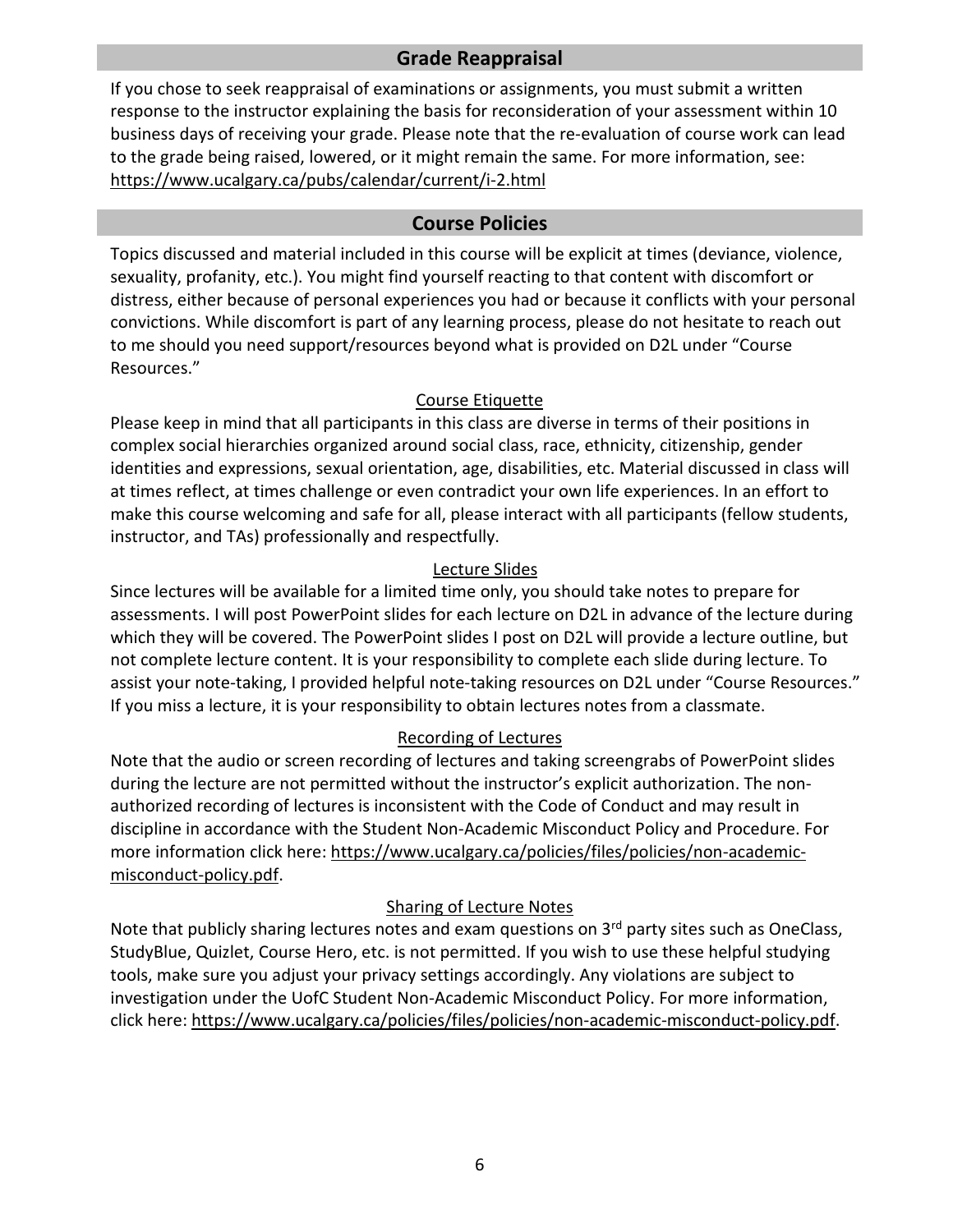## Grade Reappraisal

If you chose to seek reappraisal of examinations or assignments, you must submit a written response to the instructor explaining the basis for reconsideration of your assessment within 10 business days of receiving your grade. Please note that the re-evaluation of course work can lead to the grade being raised, lowered, or it might remain the same. For more information, see: https://www.ucalgary.ca/pubs/calendar/current/i-2.html

## Course Policies

Topics discussed and material included in this course will be explicit at times (deviance, violence, sexuality, profanity, etc.). You might find yourself reacting to that content with discomfort or distress, either because of personal experiences you had or because it conflicts with your personal convictions. While discomfort is part of any learning process, please do not hesitate to reach out to me should you need support/resources beyond what is provided on D2L under "Course Resources."

### Course Etiquette

Please keep in mind that all participants in this class are diverse in terms of their positions in complex social hierarchies organized around social class, race, ethnicity, citizenship, gender identities and expressions, sexual orientation, age, disabilities, etc. Material discussed in class will at times reflect, at times challenge or even contradict your own life experiences. In an effort to make this course welcoming and safe for all, please interact with all participants (fellow students, instructor, and TAs) professionally and respectfully.

### Lecture Slides

Since lectures will be available for a limited time only, you should take notes to prepare for assessments. I will post PowerPoint slides for each lecture on D2L in advance of the lecture during which they will be covered. The PowerPoint slides I post on D2L will provide a lecture outline, but not complete lecture content. It is your responsibility to complete each slide during lecture. To assist your note-taking, I provided helpful note-taking resources on D2L under "Course Resources." If you miss a lecture, it is your responsibility to obtain lectures notes from a classmate.

### Recording of Lectures

Note that the audio or screen recording of lectures and taking screengrabs of PowerPoint slides during the lecture are not permitted without the instructor's explicit authorization. The non-authorized recording of lectures is inconsistent with the Code of Conduct and may result in discipline in accordance with the Student Non-Academic Misconduct Policy and Procedure. For more information click here: https://www.ucalgary.ca/policies/files/policies/non-academic-misconduct-policy.pdf.

### Sharing of Lecture Notes

Note that publicly sharing lectures notes and exam questions on 3rd party sites such as OneClass, StudyBlue, Quizlet, Course Hero, etc. is not permitted. If you wish to use these helpful studying tools, make sure you adjust your privacy settings accordingly. Any violations are subject to investigation under the UofC Student Non-Academic Misconduct Policy. For more information, click here: https://www.ucalgary.ca/policies/files/policies/non-academic-misconduct-policy.pdf.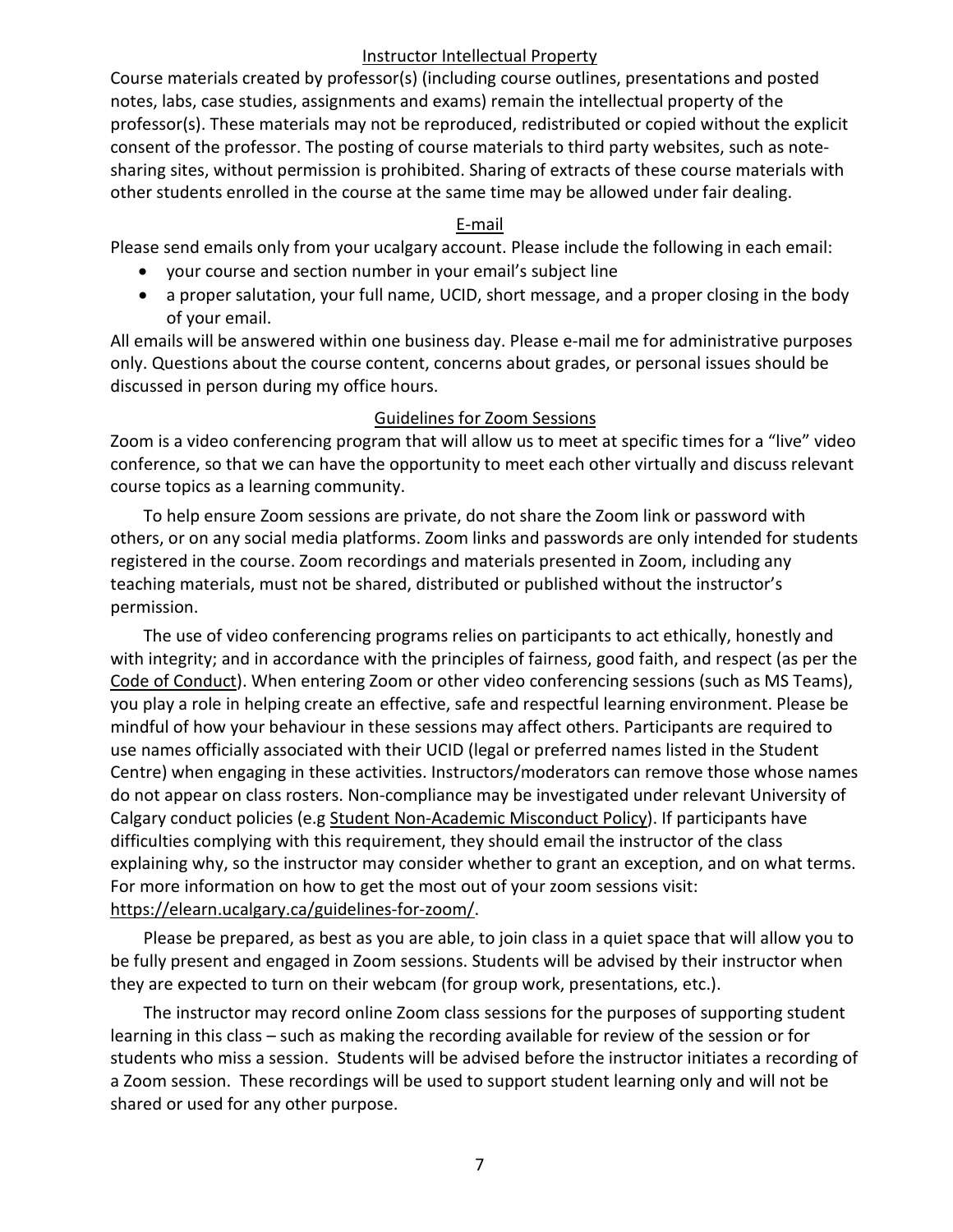## Instructor Intellectual Property

Course materials created by professor(s) (including course outlines, presentations and posted notes, labs, case studies, assignments and exams) remain the intellectual property of the professor(s). These materials may not be reproduced, redistributed or copied without the explicit consent of the professor. The posting of course materials to third party websites, such as note-sharing sites, without permission is prohibited. Sharing of extracts of these course materials with other students enrolled in the course at the same time may be allowed under fair dealing.

## E-mail

Please send emails only from your ucalgary account. Please include the following in each email:

- your course and section number in your email's subject line
- a proper salutation, your full name, UCID, short message, and a proper closing in the body of your email.

All emails will be answered within one business day. Please e-mail me for administrative purposes only. Questions about the course content, concerns about grades, or personal issues should be discussed in person during my office hours.

## Guidelines for Zoom Sessions

Zoom is a video conferencing program that will allow us to meet at specific times for a "live" video conference, so that we can have the opportunity to meet each other virtually and discuss relevant course topics as a learning community.

To help ensure Zoom sessions are private, do not share the Zoom link or password with others, or on any social media platforms. Zoom links and passwords are only intended for students registered in the course. Zoom recordings and materials presented in Zoom, including any teaching materials, must not be shared, distributed or published without the instructor's permission.

The use of video conferencing programs relies on participants to act ethically, honestly and with integrity; and in accordance with the principles of fairness, good faith, and respect (as per the Code of Conduct). When entering Zoom or other video conferencing sessions (such as MS Teams), you play a role in helping create an effective, safe and respectful learning environment. Please be mindful of how your behaviour in these sessions may affect others. Participants are required to use names officially associated with their UCID (legal or preferred names listed in the Student Centre) when engaging in these activities. Instructors/moderators can remove those whose names do not appear on class rosters. Non-compliance may be investigated under relevant University of Calgary conduct policies (e.g Student Non-Academic Misconduct Policy). If participants have difficulties complying with this requirement, they should email the instructor of the class explaining why, so the instructor may consider whether to grant an exception, and on what terms. For more information on how to get the most out of your zoom sessions visit: https://elearn.ucalgary.ca/guidelines-for-zoom/.

Please be prepared, as best as you are able, to join class in a quiet space that will allow you to be fully present and engaged in Zoom sessions. Students will be advised by their instructor when they are expected to turn on their webcam (for group work, presentations, etc.).

The instructor may record online Zoom class sessions for the purposes of supporting student learning in this class – such as making the recording available for review of the session or for students who miss a session. Students will be advised before the instructor initiates a recording of a Zoom session. These recordings will be used to support student learning only and will not be shared or used for any other purpose.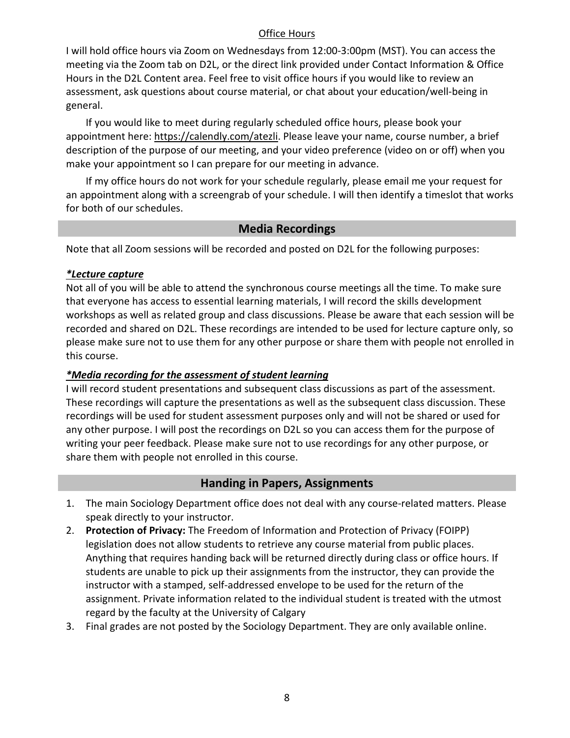Office Hours

I will hold office hours via Zoom on Wednesdays from 12:00-3:00pm (MST). You can access the meeting via the Zoom tab on D2L, or the direct link provided under Contact Information & Office Hours in the D2L Content area. Feel free to visit office hours if you would like to review an assessment, ask questions about course material, or chat about your education/well-being in general.

If you would like to meet during regularly scheduled office hours, please book your appointment here: https://calendly.com/atezli. Please leave your name, course number, a brief description of the purpose of our meeting, and your video preference (video on or off) when you make your appointment so I can prepare for our meeting in advance.

If my office hours do not work for your schedule regularly, please email me your request for an appointment along with a screengrab of your schedule. I will then identify a timeslot that works for both of our schedules.

## Media Recordings

Note that all Zoom sessions will be recorded and posted on D2L for the following purposes:

***Lecture capture***

Not all of you will be able to attend the synchronous course meetings all the time. To make sure that everyone has access to essential learning materials, I will record the skills development workshops as well as related group and class discussions. Please be aware that each session will be recorded and shared on D2L. These recordings are intended to be used for lecture capture only, so please make sure not to use them for any other purpose or share them with people not enrolled in this course.

***Media recording for the assessment of student learning***

I will record student presentations and subsequent class discussions as part of the assessment. These recordings will capture the presentations as well as the subsequent class discussion. These recordings will be used for student assessment purposes only and will not be shared or used for any other purpose. I will post the recordings on D2L so you can access them for the purpose of writing your peer feedback. Please make sure not to use recordings for any other purpose, or share them with people not enrolled in this course.

## Handing in Papers, Assignments

1. The main Sociology Department office does not deal with any course-related matters. Please speak directly to your instructor.
2. **Protection of Privacy:** The Freedom of Information and Protection of Privacy (FOIPP) legislation does not allow students to retrieve any course material from public places. Anything that requires handing back will be returned directly during class or office hours. If students are unable to pick up their assignments from the instructor, they can provide the instructor with a stamped, self-addressed envelope to be used for the return of the assignment. Private information related to the individual student is treated with the utmost regard by the faculty at the University of Calgary
3. Final grades are not posted by the Sociology Department. They are only available online.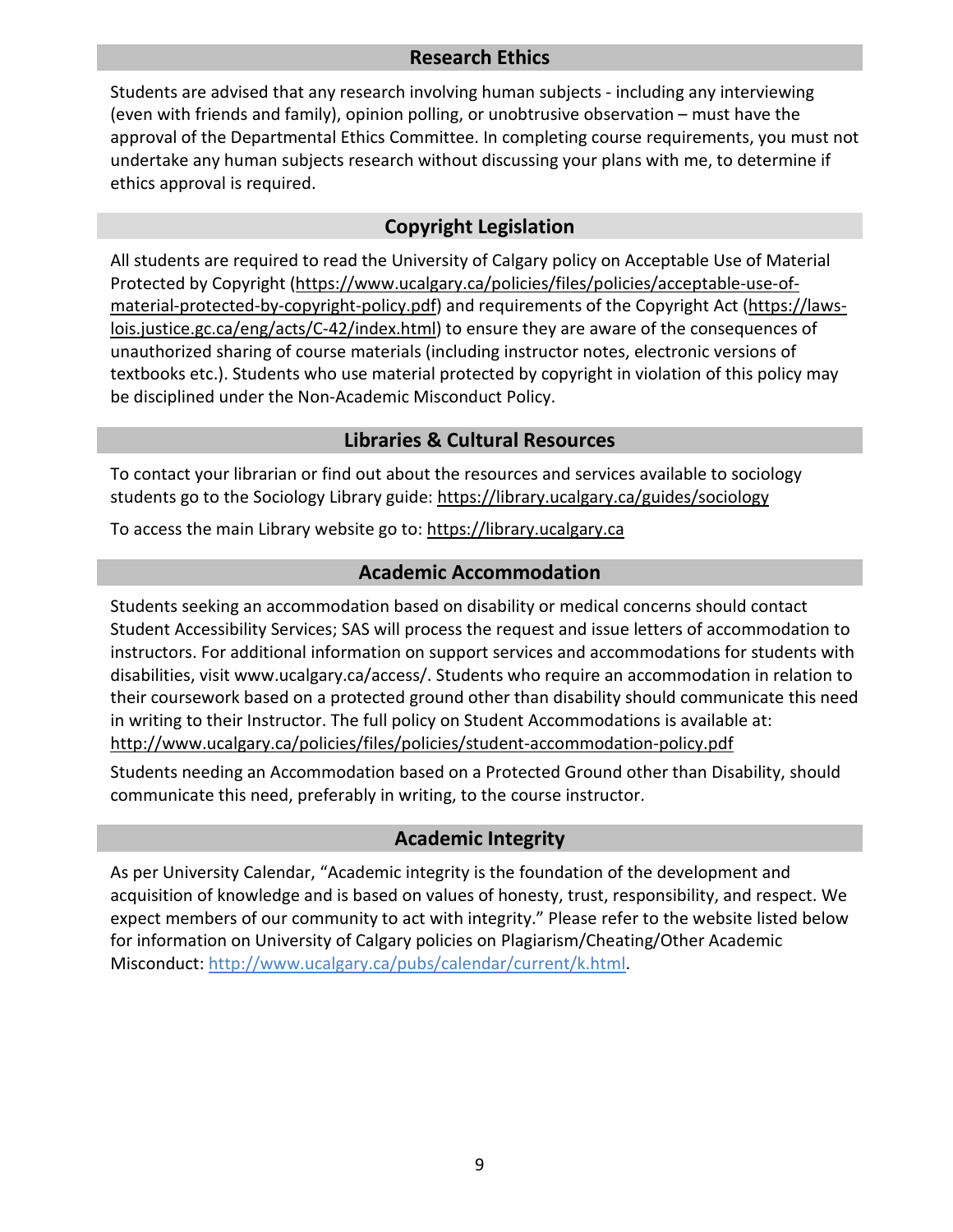## Research Ethics

Students are advised that any research involving human subjects - including any interviewing (even with friends and family), opinion polling, or unobtrusive observation – must have the approval of the Departmental Ethics Committee. In completing course requirements, you must not undertake any human subjects research without discussing your plans with me, to determine if ethics approval is required.

## Copyright Legislation

All students are required to read the University of Calgary policy on Acceptable Use of Material Protected by Copyright (https://www.ucalgary.ca/policies/files/policies/acceptable-use-of-material-protected-by-copyright-policy.pdf) and requirements of the Copyright Act (https://laws-lois.justice.gc.ca/eng/acts/C-42/index.html) to ensure they are aware of the consequences of unauthorized sharing of course materials (including instructor notes, electronic versions of textbooks etc.). Students who use material protected by copyright in violation of this policy may be disciplined under the Non-Academic Misconduct Policy.

## Libraries & Cultural Resources

To contact your librarian or find out about the resources and services available to sociology students go to the Sociology Library guide: https://library.ucalgary.ca/guides/sociology

To access the main Library website go to: https://library.ucalgary.ca

## Academic Accommodation

Students seeking an accommodation based on disability or medical concerns should contact Student Accessibility Services; SAS will process the request and issue letters of accommodation to instructors. For additional information on support services and accommodations for students with disabilities, visit www.ucalgary.ca/access/. Students who require an accommodation in relation to their coursework based on a protected ground other than disability should communicate this need in writing to their Instructor. The full policy on Student Accommodations is available at: http://www.ucalgary.ca/policies/files/policies/student-accommodation-policy.pdf

Students needing an Accommodation based on a Protected Ground other than Disability, should communicate this need, preferably in writing, to the course instructor.

## Academic Integrity

As per University Calendar, "Academic integrity is the foundation of the development and acquisition of knowledge and is based on values of honesty, trust, responsibility, and respect. We expect members of our community to act with integrity." Please refer to the website listed below for information on University of Calgary policies on Plagiarism/Cheating/Other Academic Misconduct: http://www.ucalgary.ca/pubs/calendar/current/k.html.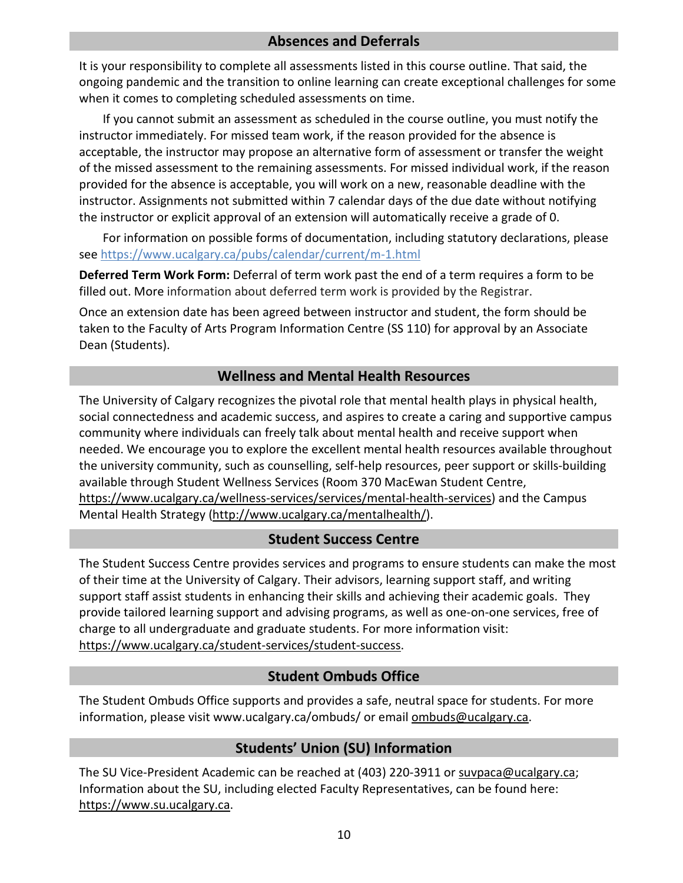## Absences and Deferrals

It is your responsibility to complete all assessments listed in this course outline. That said, the ongoing pandemic and the transition to online learning can create exceptional challenges for some when it comes to completing scheduled assessments on time.

If you cannot submit an assessment as scheduled in the course outline, you must notify the instructor immediately. For missed team work, if the reason provided for the absence is acceptable, the instructor may propose an alternative form of assessment or transfer the weight of the missed assessment to the remaining assessments. For missed individual work, if the reason provided for the absence is acceptable, you will work on a new, reasonable deadline with the instructor. Assignments not submitted within 7 calendar days of the due date without notifying the instructor or explicit approval of an extension will automatically receive a grade of 0.

For information on possible forms of documentation, including statutory declarations, please see https://www.ucalgary.ca/pubs/calendar/current/m-1.html

**Deferred Term Work Form:** Deferral of term work past the end of a term requires a form to be filled out. More information about deferred term work is provided by the Registrar.

Once an extension date has been agreed between instructor and student, the form should be taken to the Faculty of Arts Program Information Centre (SS 110) for approval by an Associate Dean (Students).

## Wellness and Mental Health Resources

The University of Calgary recognizes the pivotal role that mental health plays in physical health, social connectedness and academic success, and aspires to create a caring and supportive campus community where individuals can freely talk about mental health and receive support when needed. We encourage you to explore the excellent mental health resources available throughout the university community, such as counselling, self-help resources, peer support or skills-building available through Student Wellness Services (Room 370 MacEwan Student Centre, https://www.ucalgary.ca/wellness-services/services/mental-health-services) and the Campus Mental Health Strategy (http://www.ucalgary.ca/mentalhealth/).

## Student Success Centre

The Student Success Centre provides services and programs to ensure students can make the most of their time at the University of Calgary. Their advisors, learning support staff, and writing support staff assist students in enhancing their skills and achieving their academic goals. They provide tailored learning support and advising programs, as well as one-on-one services, free of charge to all undergraduate and graduate students. For more information visit: https://www.ucalgary.ca/student-services/student-success.

## Student Ombuds Office

The Student Ombuds Office supports and provides a safe, neutral space for students. For more information, please visit www.ucalgary.ca/ombuds/ or email ombuds@ucalgary.ca.

## Students' Union (SU) Information

The SU Vice-President Academic can be reached at (403) 220-3911 or suvpaca@ucalgary.ca; Information about the SU, including elected Faculty Representatives, can be found here: https://www.su.ucalgary.ca.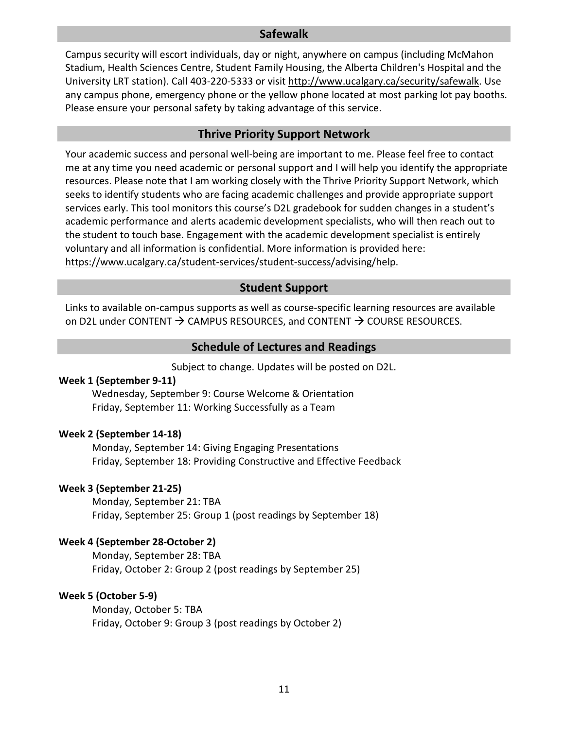## Safewalk

Campus security will escort individuals, day or night, anywhere on campus (including McMahon Stadium, Health Sciences Centre, Student Family Housing, the Alberta Children's Hospital and the University LRT station). Call 403-220-5333 or visit http://www.ucalgary.ca/security/safewalk. Use any campus phone, emergency phone or the yellow phone located at most parking lot pay booths. Please ensure your personal safety by taking advantage of this service.

## Thrive Priority Support Network

Your academic success and personal well-being are important to me. Please feel free to contact me at any time you need academic or personal support and I will help you identify the appropriate resources. Please note that I am working closely with the Thrive Priority Support Network, which seeks to identify students who are facing academic challenges and provide appropriate support services early. This tool monitors this course's D2L gradebook for sudden changes in a student's academic performance and alerts academic development specialists, who will then reach out to the student to touch base. Engagement with the academic development specialist is entirely voluntary and all information is confidential. More information is provided here: https://www.ucalgary.ca/student-services/student-success/advising/help.

## Student Support

Links to available on-campus supports as well as course-specific learning resources are available on D2L under CONTENT → CAMPUS RESOURCES, and CONTENT → COURSE RESOURCES.

## Schedule of Lectures and Readings

Subject to change. Updates will be posted on D2L.

**Week 1 (September 9-11)**
- Wednesday, September 9: Course Welcome & Orientation
- Friday, September 11: Working Successfully as a Team

**Week 2 (September 14-18)**
- Monday, September 14: Giving Engaging Presentations
- Friday, September 18: Providing Constructive and Effective Feedback

**Week 3 (September 21-25)**
- Monday, September 21: TBA
- Friday, September 25: Group 1 (post readings by September 18)

**Week 4 (September 28-October 2)**
- Monday, September 28: TBA
- Friday, October 2: Group 2 (post readings by September 25)

**Week 5 (October 5-9)**
- Monday, October 5: TBA
- Friday, October 9: Group 3 (post readings by October 2)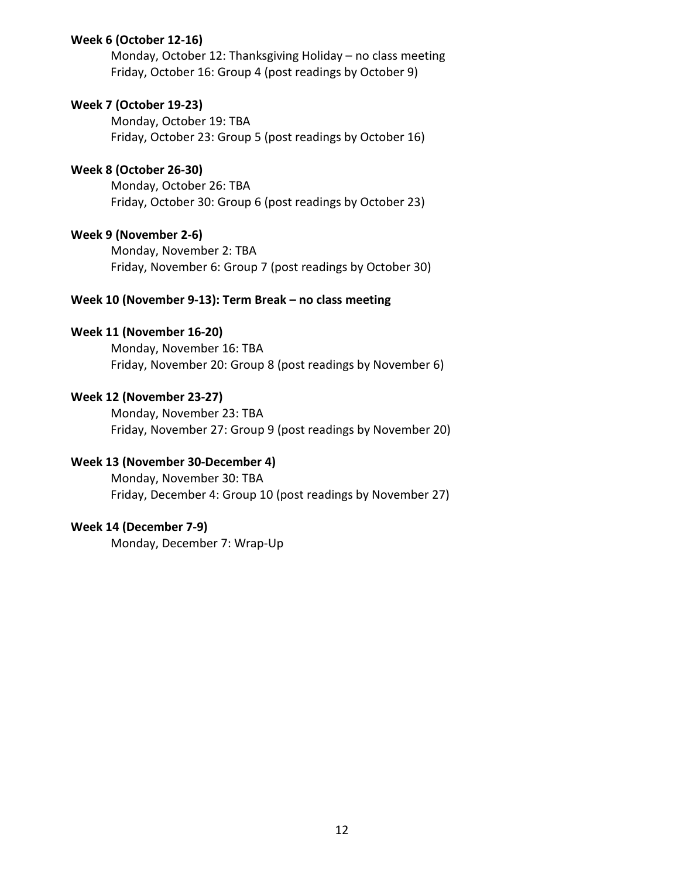**Week 6 (October 12-16)**

Monday, October 12: Thanksgiving Holiday – no class meeting
Friday, October 16: Group 4 (post readings by October 9)

**Week 7 (October 19-23)**

Monday, October 19: TBA
Friday, October 23: Group 5 (post readings by October 16)

**Week 8 (October 26-30)**

Monday, October 26: TBA
Friday, October 30: Group 6 (post readings by October 23)

**Week 9 (November 2-6)**

Monday, November 2: TBA
Friday, November 6: Group 7 (post readings by October 30)

**Week 10 (November 9-13): Term Break – no class meeting**

**Week 11 (November 16-20)**

Monday, November 16: TBA
Friday, November 20: Group 8 (post readings by November 6)

**Week 12 (November 23-27)**

Monday, November 23: TBA
Friday, November 27: Group 9 (post readings by November 20)

**Week 13 (November 30-December 4)**

Monday, November 30: TBA
Friday, December 4: Group 10 (post readings by November 27)

**Week 14 (December 7-9)**

Monday, December 7: Wrap-Up